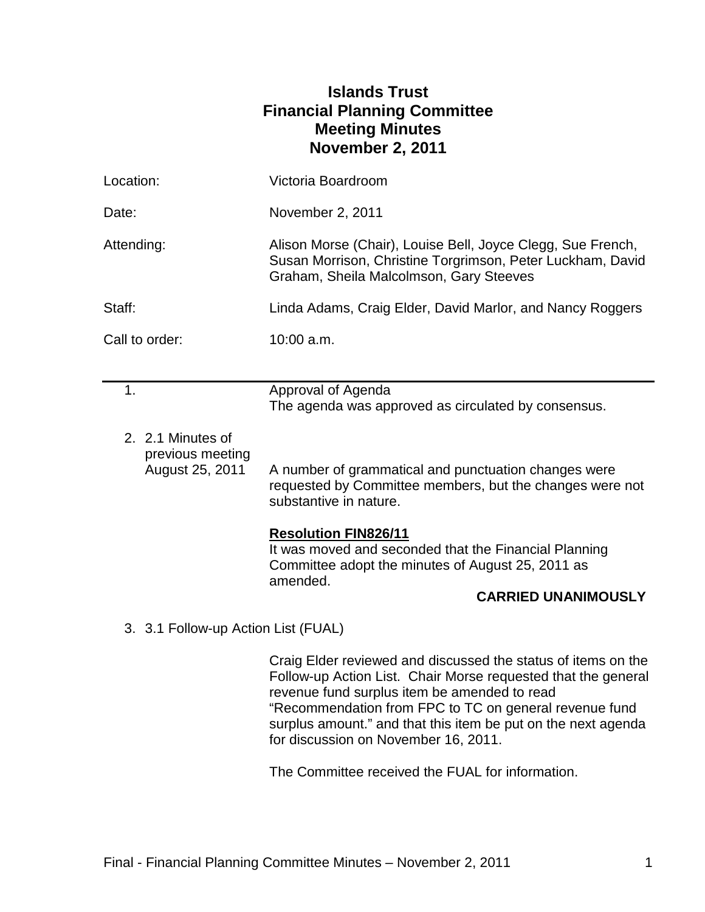# Islands Trust
# Financial Planning Committee
# Meeting Minutes
# November 2, 2011

| | |
|---|---|
| Location: | Victoria Boardroom |
| Date: | November 2, 2011 |
| Attending: | Alison Morse (Chair), Louise Bell, Joyce Clegg, Sue French, Susan Morrison, Christine Torgrimson, Peter Luckham, David Graham, Sheila Malcolmson, Gary Steeves |
| Staff: | Linda Adams, Craig Elder, David Marlor, and Nancy Roggers |
| Call to order: | 10:00 a.m. |

---

1. Approval of Agenda

   The agenda was approved as circulated by consensus.

2. 2.1 Minutes of previous meeting August 25, 2011

   A number of grammatical and punctuation changes were requested by Committee members, but the changes were not substantive in nature.

   **Resolution FIN826/11**

   It was moved and seconded that the Financial Planning Committee adopt the minutes of August 25, 2011 as amended.

   **CARRIED UNANIMOUSLY**

3. 3.1 Follow-up Action List (FUAL)

   Craig Elder reviewed and discussed the status of items on the Follow-up Action List. Chair Morse requested that the general revenue fund surplus item be amended to read "Recommendation from FPC to TC on general revenue fund surplus amount." and that this item be put on the next agenda for discussion on November 16, 2011.

   The Committee received the FUAL for information.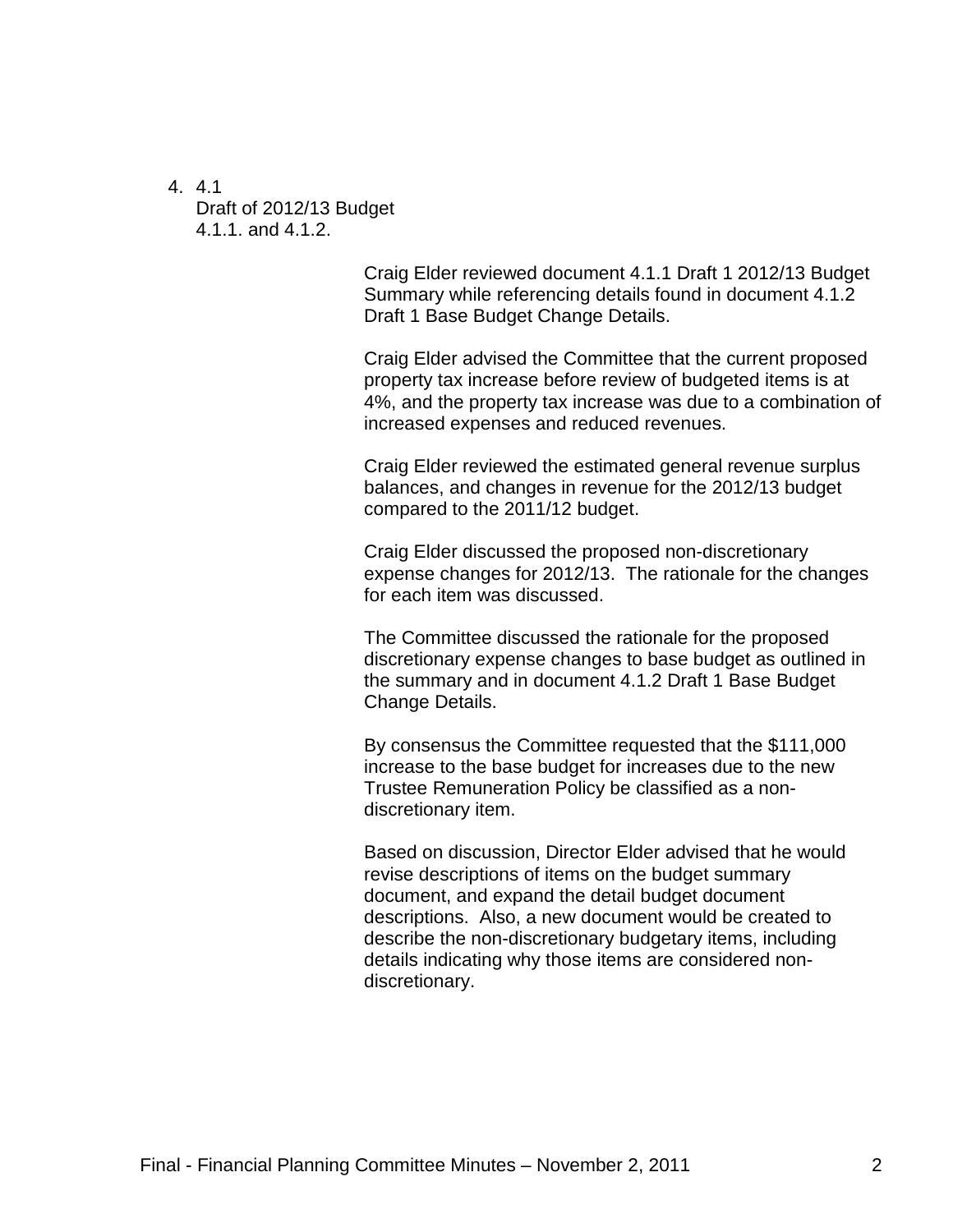4. 4.1
   Draft of 2012/13 Budget
   4.1.1. and 4.1.2.

Craig Elder reviewed document 4.1.1 Draft 1 2012/13 Budget Summary while referencing details found in document 4.1.2 Draft 1 Base Budget Change Details.

Craig Elder advised the Committee that the current proposed property tax increase before review of budgeted items is at 4%, and the property tax increase was due to a combination of increased expenses and reduced revenues.

Craig Elder reviewed the estimated general revenue surplus balances, and changes in revenue for the 2012/13 budget compared to the 2011/12 budget.

Craig Elder discussed the proposed non-discretionary expense changes for 2012/13. The rationale for the changes for each item was discussed.

The Committee discussed the rationale for the proposed discretionary expense changes to base budget as outlined in the summary and in document 4.1.2 Draft 1 Base Budget Change Details.

By consensus the Committee requested that the $111,000 increase to the base budget for increases due to the new Trustee Remuneration Policy be classified as a non-discretionary item.

Based on discussion, Director Elder advised that he would revise descriptions of items on the budget summary document, and expand the detail budget document descriptions. Also, a new document would be created to describe the non-discretionary budgetary items, including details indicating why those items are considered non-discretionary.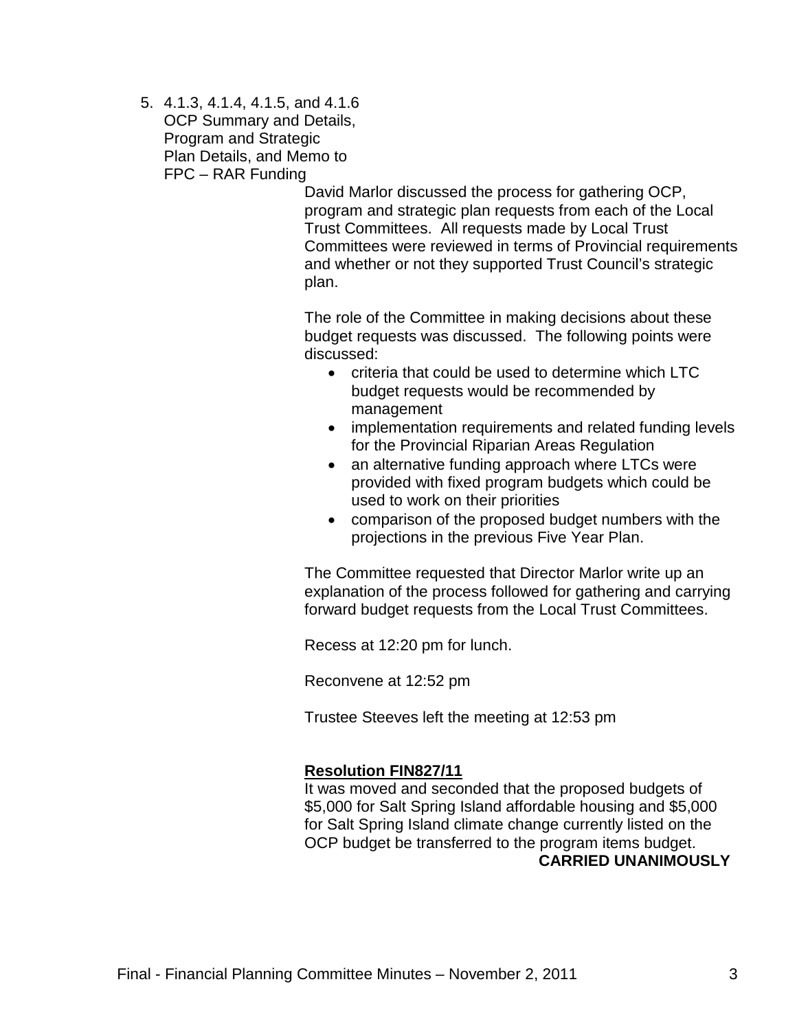5. 4.1.3, 4.1.4, 4.1.5, and 4.1.6 OCP Summary and Details, Program and Strategic Plan Details, and Memo to FPC – RAR Funding

David Marlor discussed the process for gathering OCP, program and strategic plan requests from each of the Local Trust Committees. All requests made by Local Trust Committees were reviewed in terms of Provincial requirements and whether or not they supported Trust Council's strategic plan.

The role of the Committee in making decisions about these budget requests was discussed. The following points were discussed:

- criteria that could be used to determine which LTC budget requests would be recommended by management
- implementation requirements and related funding levels for the Provincial Riparian Areas Regulation
- an alternative funding approach where LTCs were provided with fixed program budgets which could be used to work on their priorities
- comparison of the proposed budget numbers with the projections in the previous Five Year Plan.

The Committee requested that Director Marlor write up an explanation of the process followed for gathering and carrying forward budget requests from the Local Trust Committees.

Recess at 12:20 pm for lunch.

Reconvene at 12:52 pm

Trustee Steeves left the meeting at 12:53 pm

**Resolution FIN827/11**

It was moved and seconded that the proposed budgets of $5,000 for Salt Spring Island affordable housing and $5,000 for Salt Spring Island climate change currently listed on the OCP budget be transferred to the program items budget.

**CARRIED UNANIMOUSLY**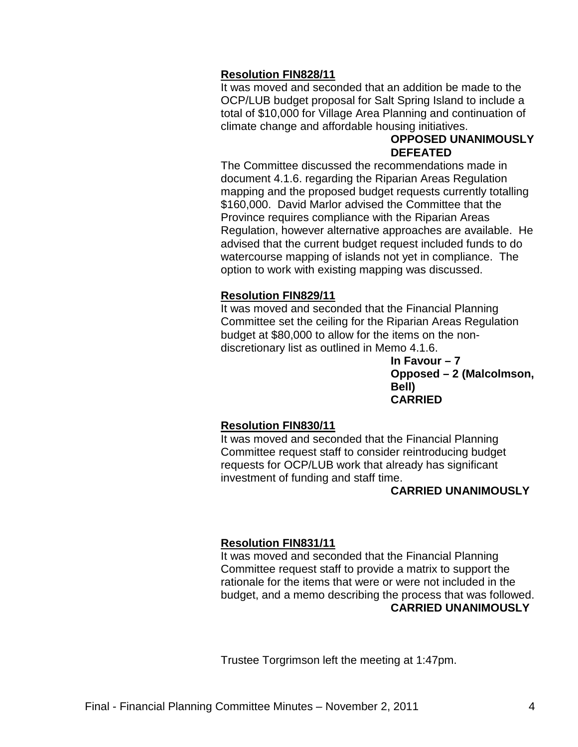**Resolution FIN828/11**

It was moved and seconded that an addition be made to the OCP/LUB budget proposal for Salt Spring Island to include a total of $10,000 for Village Area Planning and continuation of climate change and affordable housing initiatives.

**OPPOSED UNANIMOUSLY**
**DEFEATED**

The Committee discussed the recommendations made in document 4.1.6. regarding the Riparian Areas Regulation mapping and the proposed budget requests currently totalling $160,000. David Marlor advised the Committee that the Province requires compliance with the Riparian Areas Regulation, however alternative approaches are available. He advised that the current budget request included funds to do watercourse mapping of islands not yet in compliance. The option to work with existing mapping was discussed.

**Resolution FIN829/11**

It was moved and seconded that the Financial Planning Committee set the ceiling for the Riparian Areas Regulation budget at $80,000 to allow for the items on the non-discretionary list as outlined in Memo 4.1.6.

**In Favour – 7**
**Opposed – 2 (Malcolmson, Bell)**
**CARRIED**

**Resolution FIN830/11**

It was moved and seconded that the Financial Planning Committee request staff to consider reintroducing budget requests for OCP/LUB work that already has significant investment of funding and staff time.

**CARRIED UNANIMOUSLY**

**Resolution FIN831/11**

It was moved and seconded that the Financial Planning Committee request staff to provide a matrix to support the rationale for the items that were or were not included in the budget, and a memo describing the process that was followed.

**CARRIED UNANIMOUSLY**

Trustee Torgrimson left the meeting at 1:47pm.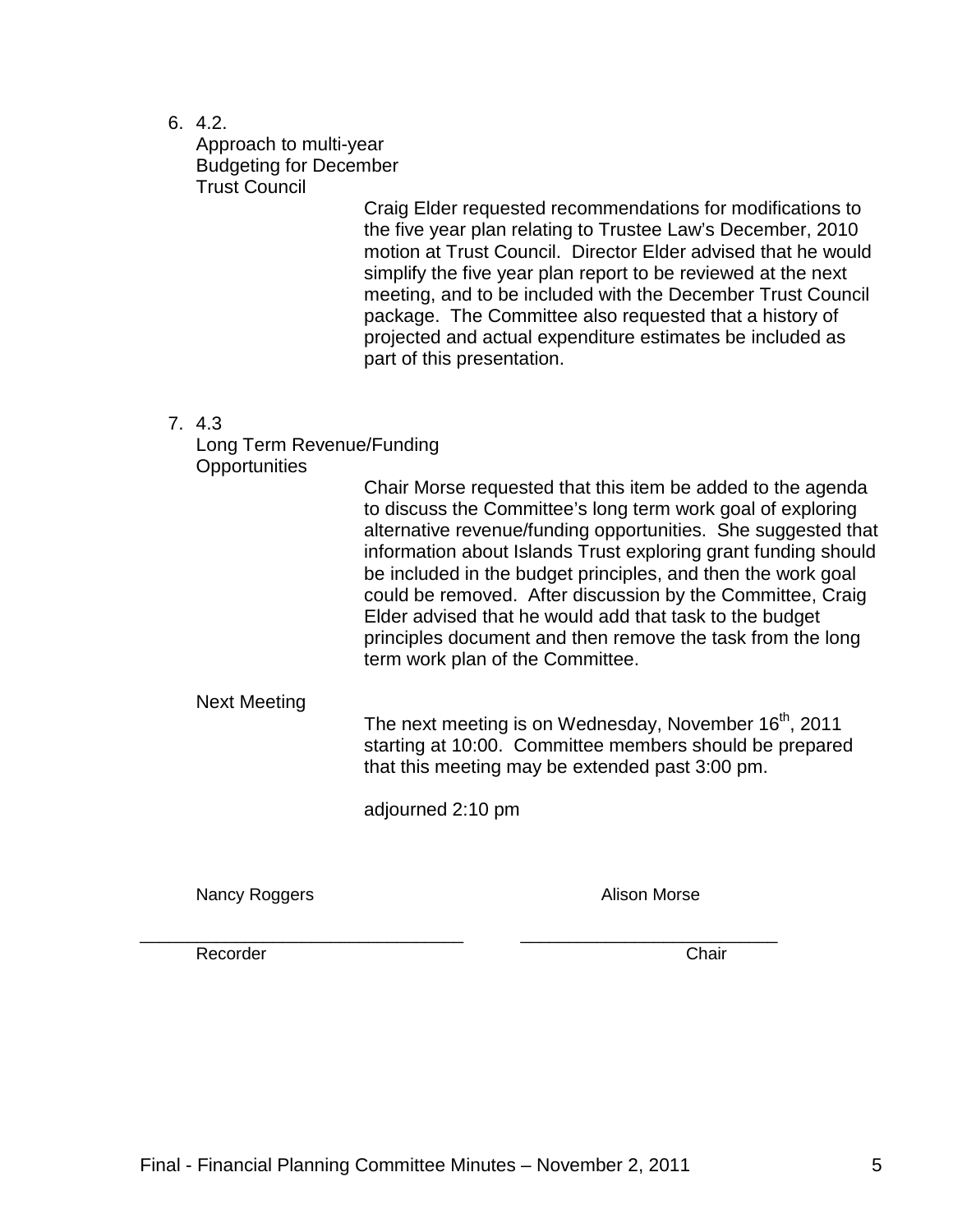6. 4.2.
   Approach to multi-year Budgeting for December Trust Council

   Craig Elder requested recommendations for modifications to the five year plan relating to Trustee Law's December, 2010 motion at Trust Council. Director Elder advised that he would simplify the five year plan report to be reviewed at the next meeting, and to be included with the December Trust Council package. The Committee also requested that a history of projected and actual expenditure estimates be included as part of this presentation.

7. 4.3
   Long Term Revenue/Funding Opportunities

   Chair Morse requested that this item be added to the agenda to discuss the Committee's long term work goal of exploring alternative revenue/funding opportunities. She suggested that information about Islands Trust exploring grant funding should be included in the budget principles, and then the work goal could be removed. After discussion by the Committee, Craig Elder advised that he would add that task to the budget principles document and then remove the task from the long term work plan of the Committee.

Next Meeting

The next meeting is on Wednesday, November 16th, 2011 starting at 10:00. Committee members should be prepared that this meeting may be extended past 3:00 pm.

adjourned 2:10 pm

| | |
|---|---|
| Nancy Roggers | Alison Morse |
| ________________________________ | ________________________________ |
| Recorder | Chair |